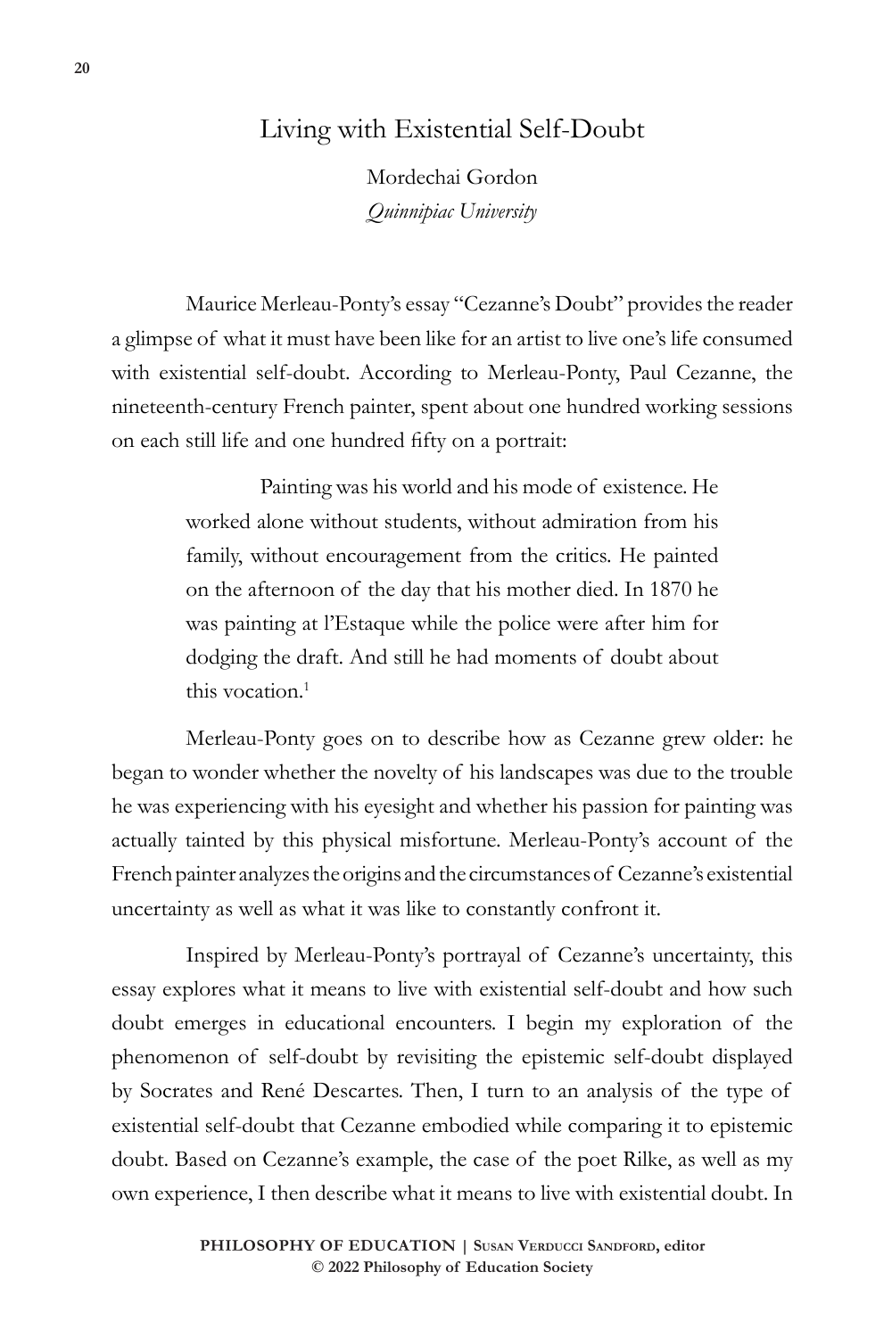# Living with Existential Self-Doubt

Mordechai Gordon
*Quinnipiac University*

Maurice Merleau-Ponty's essay "Cezanne's Doubt" provides the reader a glimpse of what it must have been like for an artist to live one's life consumed with existential self-doubt. According to Merleau-Ponty, Paul Cezanne, the nineteenth-century French painter, spent about one hundred working sessions on each still life and one hundred fifty on a portrait:

> Painting was his world and his mode of existence. He worked alone without students, without admiration from his family, without encouragement from the critics. He painted on the afternoon of the day that his mother died. In 1870 he was painting at l'Estaque while the police were after him for dodging the draft. And still he had moments of doubt about this vocation.[1]

Merleau-Ponty goes on to describe how as Cezanne grew older: he began to wonder whether the novelty of his landscapes was due to the trouble he was experiencing with his eyesight and whether his passion for painting was actually tainted by this physical misfortune. Merleau-Ponty's account of the French painter analyzes the origins and the circumstances of Cezanne's existential uncertainty as well as what it was like to constantly confront it.

Inspired by Merleau-Ponty's portrayal of Cezanne's uncertainty, this essay explores what it means to live with existential self-doubt and how such doubt emerges in educational encounters. I begin my exploration of the phenomenon of self-doubt by revisiting the epistemic self-doubt displayed by Socrates and René Descartes. Then, I turn to an analysis of the type of existential self-doubt that Cezanne embodied while comparing it to epistemic doubt. Based on Cezanne's example, the case of the poet Rilke, as well as my own experience, I then describe what it means to live with existential doubt. In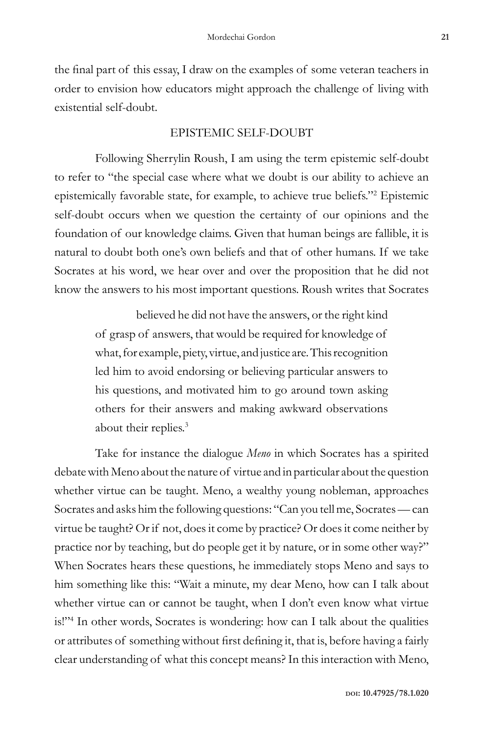the final part of this essay, I draw on the examples of some veteran teachers in order to envision how educators might approach the challenge of living with existential self-doubt.

## EPISTEMIC SELF-DOUBT

Following Sherrylin Roush, I am using the term epistemic self-doubt to refer to "the special case where what we doubt is our ability to achieve an epistemically favorable state, for example, to achieve true beliefs."[2] Epistemic self-doubt occurs when we question the certainty of our opinions and the foundation of our knowledge claims. Given that human beings are fallible, it is natural to doubt both one's own beliefs and that of other humans. If we take Socrates at his word, we hear over and over the proposition that he did not know the answers to his most important questions. Roush writes that Socrates

> believed he did not have the answers, or the right kind of grasp of answers, that would be required for knowledge of what, for example, piety, virtue, and justice are. This recognition led him to avoid endorsing or believing particular answers to his questions, and motivated him to go around town asking others for their answers and making awkward observations about their replies.[3]

Take for instance the dialogue *Meno* in which Socrates has a spirited debate with Meno about the nature of virtue and in particular about the question whether virtue can be taught. Meno, a wealthy young nobleman, approaches Socrates and asks him the following questions: "Can you tell me, Socrates — can virtue be taught? Or if not, does it come by practice? Or does it come neither by practice nor by teaching, but do people get it by nature, or in some other way?" When Socrates hears these questions, he immediately stops Meno and says to him something like this: "Wait a minute, my dear Meno, how can I talk about whether virtue can or cannot be taught, when I don't even know what virtue is!"[4] In other words, Socrates is wondering: how can I talk about the qualities or attributes of something without first defining it, that is, before having a fairly clear understanding of what this concept means? In this interaction with Meno,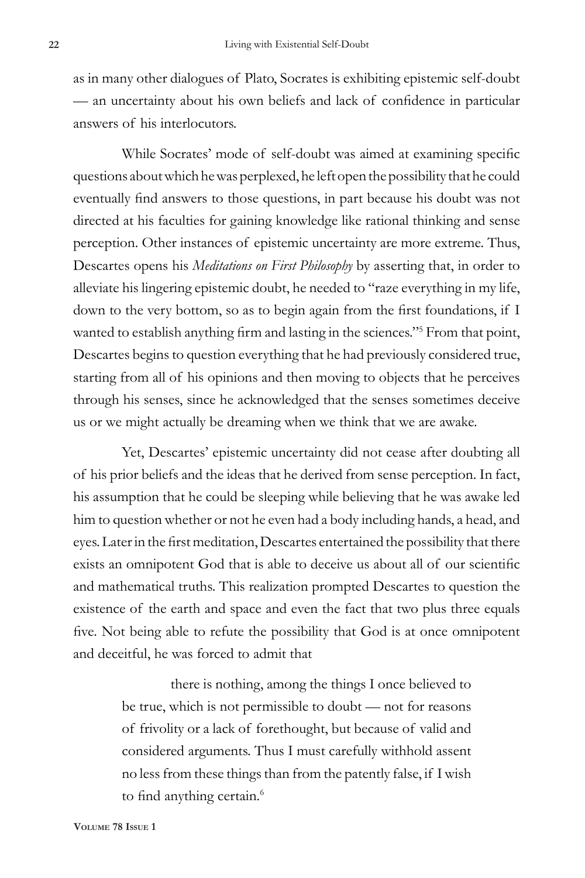as in many other dialogues of Plato, Socrates is exhibiting epistemic self-doubt — an uncertainty about his own beliefs and lack of confidence in particular answers of his interlocutors.

While Socrates' mode of self-doubt was aimed at examining specific questions about which he was perplexed, he left open the possibility that he could eventually find answers to those questions, in part because his doubt was not directed at his faculties for gaining knowledge like rational thinking and sense perception. Other instances of epistemic uncertainty are more extreme. Thus, Descartes opens his *Meditations on First Philosophy* by asserting that, in order to alleviate his lingering epistemic doubt, he needed to "raze everything in my life, down to the very bottom, so as to begin again from the first foundations, if I wanted to establish anything firm and lasting in the sciences."[5] From that point, Descartes begins to question everything that he had previously considered true, starting from all of his opinions and then moving to objects that he perceives through his senses, since he acknowledged that the senses sometimes deceive us or we might actually be dreaming when we think that we are awake.

Yet, Descartes' epistemic uncertainty did not cease after doubting all of his prior beliefs and the ideas that he derived from sense perception. In fact, his assumption that he could be sleeping while believing that he was awake led him to question whether or not he even had a body including hands, a head, and eyes. Later in the first meditation, Descartes entertained the possibility that there exists an omnipotent God that is able to deceive us about all of our scientific and mathematical truths. This realization prompted Descartes to question the existence of the earth and space and even the fact that two plus three equals five. Not being able to refute the possibility that God is at once omnipotent and deceitful, he was forced to admit that

> there is nothing, among the things I once believed to be true, which is not permissible to doubt — not for reasons of frivolity or a lack of forethought, but because of valid and considered arguments. Thus I must carefully withhold assent no less from these things than from the patently false, if I wish to find anything certain.[6]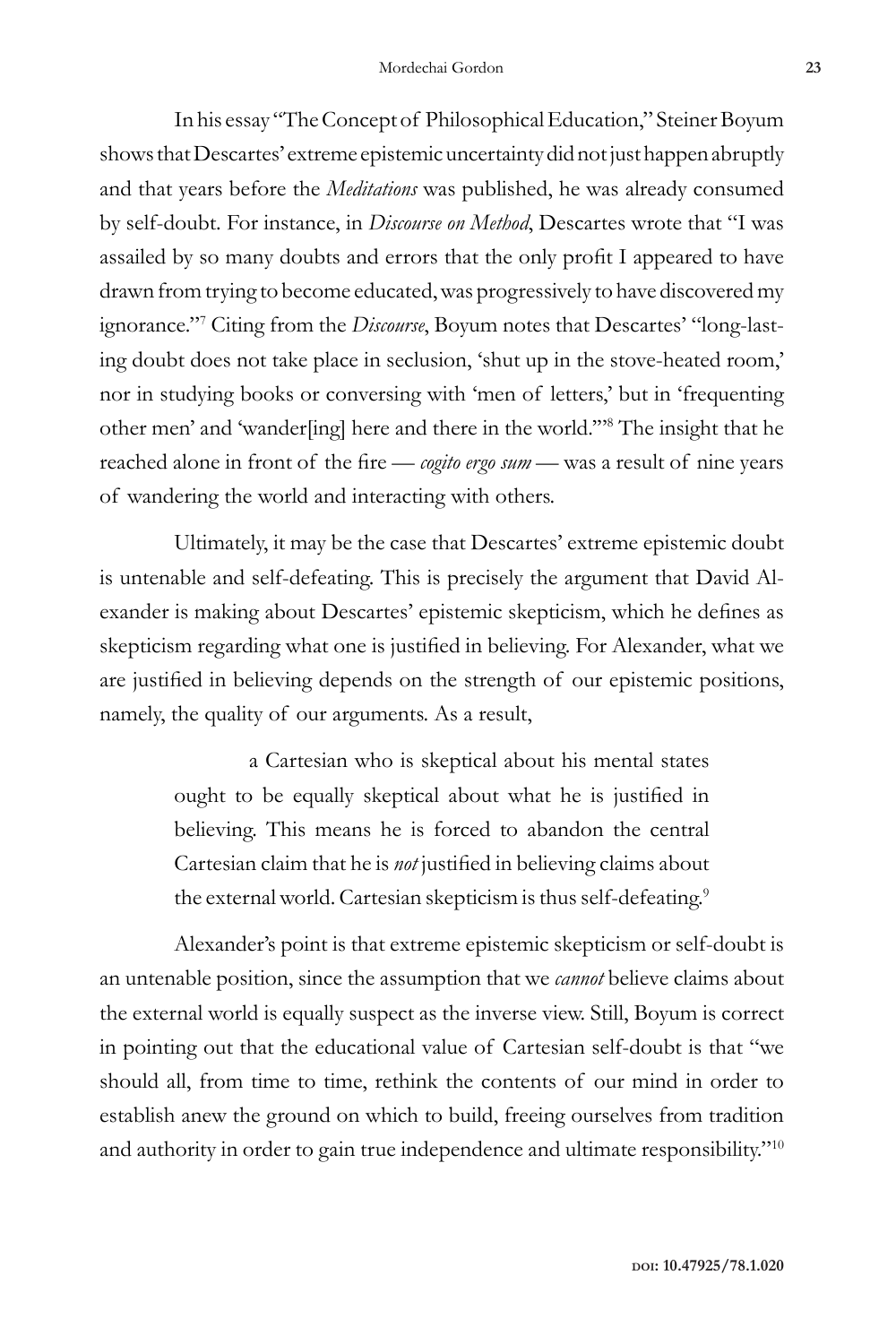In his essay "The Concept of Philosophical Education," Steiner Boyum shows that Descartes' extreme epistemic uncertainty did not just happen abruptly and that years before the *Meditations* was published, he was already consumed by self-doubt. For instance, in *Discourse on Method*, Descartes wrote that "I was assailed by so many doubts and errors that the only profit I appeared to have drawn from trying to become educated, was progressively to have discovered my ignorance."[7] Citing from the *Discourse*, Boyum notes that Descartes' "long-lasting doubt does not take place in seclusion, 'shut up in the stove-heated room,' nor in studying books or conversing with 'men of letters,' but in 'frequenting other men' and 'wander[ing] here and there in the world.'"[8] The insight that he reached alone in front of the fire — *cogito ergo sum* — was a result of nine years of wandering the world and interacting with others.

Ultimately, it may be the case that Descartes' extreme epistemic doubt is untenable and self-defeating. This is precisely the argument that David Alexander is making about Descartes' epistemic skepticism, which he defines as skepticism regarding what one is justified in believing. For Alexander, what we are justified in believing depends on the strength of our epistemic positions, namely, the quality of our arguments. As a result,

> a Cartesian who is skeptical about his mental states ought to be equally skeptical about what he is justified in believing. This means he is forced to abandon the central Cartesian claim that he is *not* justified in believing claims about the external world. Cartesian skepticism is thus self-defeating.[9]

Alexander's point is that extreme epistemic skepticism or self-doubt is an untenable position, since the assumption that we *cannot* believe claims about the external world is equally suspect as the inverse view. Still, Boyum is correct in pointing out that the educational value of Cartesian self-doubt is that "we should all, from time to time, rethink the contents of our mind in order to establish anew the ground on which to build, freeing ourselves from tradition and authority in order to gain true independence and ultimate responsibility."[10]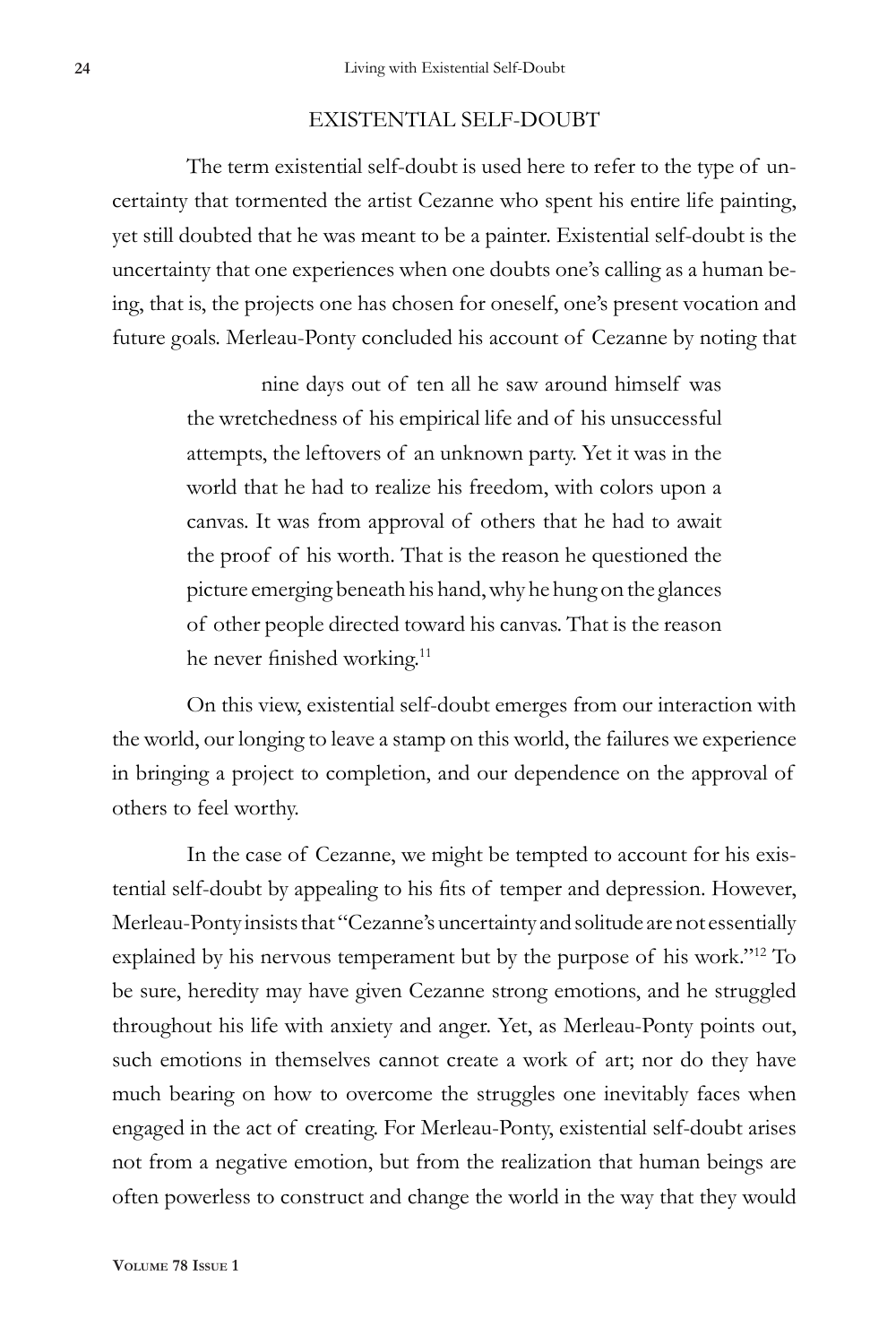## EXISTENTIAL SELF-DOUBT

The term existential self-doubt is used here to refer to the type of uncertainty that tormented the artist Cezanne who spent his entire life painting, yet still doubted that he was meant to be a painter. Existential self-doubt is the uncertainty that one experiences when one doubts one's calling as a human being, that is, the projects one has chosen for oneself, one's present vocation and future goals. Merleau-Ponty concluded his account of Cezanne by noting that

> nine days out of ten all he saw around himself was the wretchedness of his empirical life and of his unsuccessful attempts, the leftovers of an unknown party. Yet it was in the world that he had to realize his freedom, with colors upon a canvas. It was from approval of others that he had to await the proof of his worth. That is the reason he questioned the picture emerging beneath his hand, why he hung on the glances of other people directed toward his canvas. That is the reason he never finished working.[11]

On this view, existential self-doubt emerges from our interaction with the world, our longing to leave a stamp on this world, the failures we experience in bringing a project to completion, and our dependence on the approval of others to feel worthy.

In the case of Cezanne, we might be tempted to account for his existential self-doubt by appealing to his fits of temper and depression. However, Merleau-Ponty insists that "Cezanne's uncertainty and solitude are not essentially explained by his nervous temperament but by the purpose of his work."[12] To be sure, heredity may have given Cezanne strong emotions, and he struggled throughout his life with anxiety and anger. Yet, as Merleau-Ponty points out, such emotions in themselves cannot create a work of art; nor do they have much bearing on how to overcome the struggles one inevitably faces when engaged in the act of creating. For Merleau-Ponty, existential self-doubt arises not from a negative emotion, but from the realization that human beings are often powerless to construct and change the world in the way that they would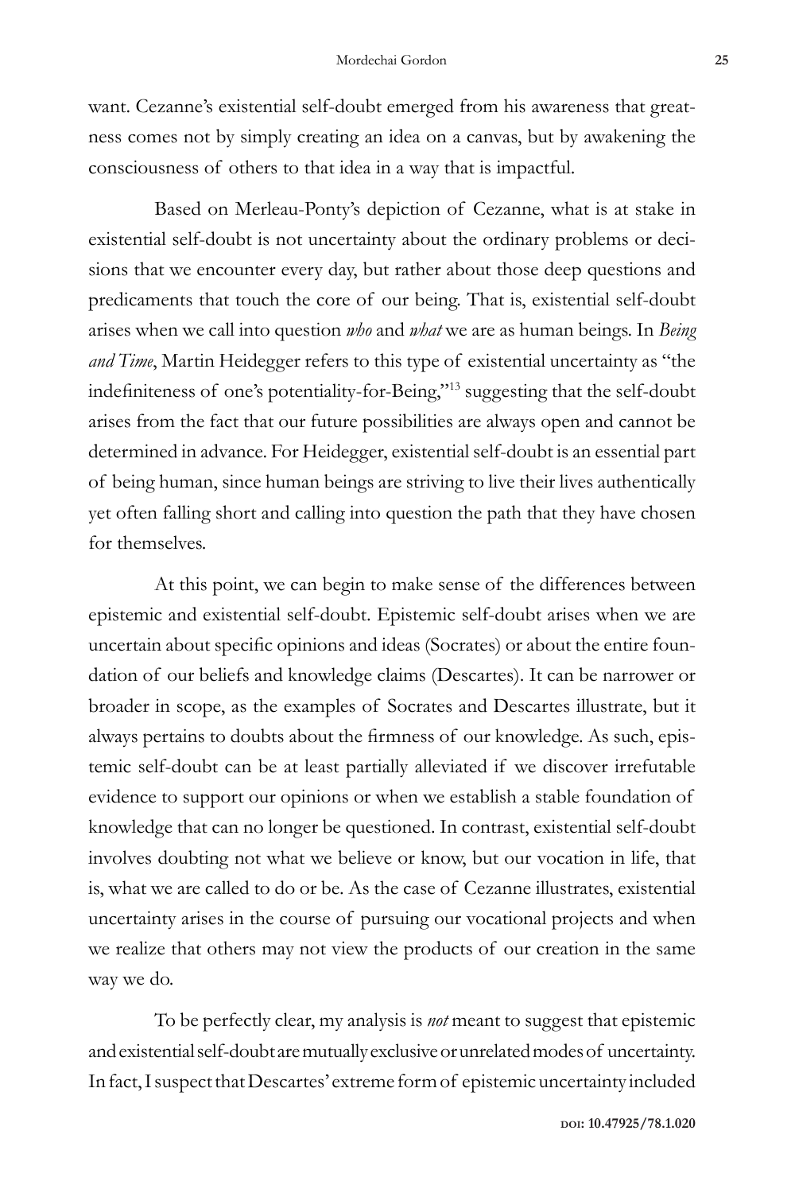want. Cezanne's existential self-doubt emerged from his awareness that greatness comes not by simply creating an idea on a canvas, but by awakening the consciousness of others to that idea in a way that is impactful.

Based on Merleau-Ponty's depiction of Cezanne, what is at stake in existential self-doubt is not uncertainty about the ordinary problems or decisions that we encounter every day, but rather about those deep questions and predicaments that touch the core of our being. That is, existential self-doubt arises when we call into question *who* and *what* we are as human beings. In *Being and Time*, Martin Heidegger refers to this type of existential uncertainty as "the indefiniteness of one's potentiality-for-Being,"[13] suggesting that the self-doubt arises from the fact that our future possibilities are always open and cannot be determined in advance. For Heidegger, existential self-doubt is an essential part of being human, since human beings are striving to live their lives authentically yet often falling short and calling into question the path that they have chosen for themselves.

At this point, we can begin to make sense of the differences between epistemic and existential self-doubt. Epistemic self-doubt arises when we are uncertain about specific opinions and ideas (Socrates) or about the entire foundation of our beliefs and knowledge claims (Descartes). It can be narrower or broader in scope, as the examples of Socrates and Descartes illustrate, but it always pertains to doubts about the firmness of our knowledge. As such, epistemic self-doubt can be at least partially alleviated if we discover irrefutable evidence to support our opinions or when we establish a stable foundation of knowledge that can no longer be questioned. In contrast, existential self-doubt involves doubting not what we believe or know, but our vocation in life, that is, what we are called to do or be. As the case of Cezanne illustrates, existential uncertainty arises in the course of pursuing our vocational projects and when we realize that others may not view the products of our creation in the same way we do.

To be perfectly clear, my analysis is *not* meant to suggest that epistemic and existential self-doubt are mutually exclusive or unrelated modes of uncertainty. In fact, I suspect that Descartes' extreme form of epistemic uncertainty included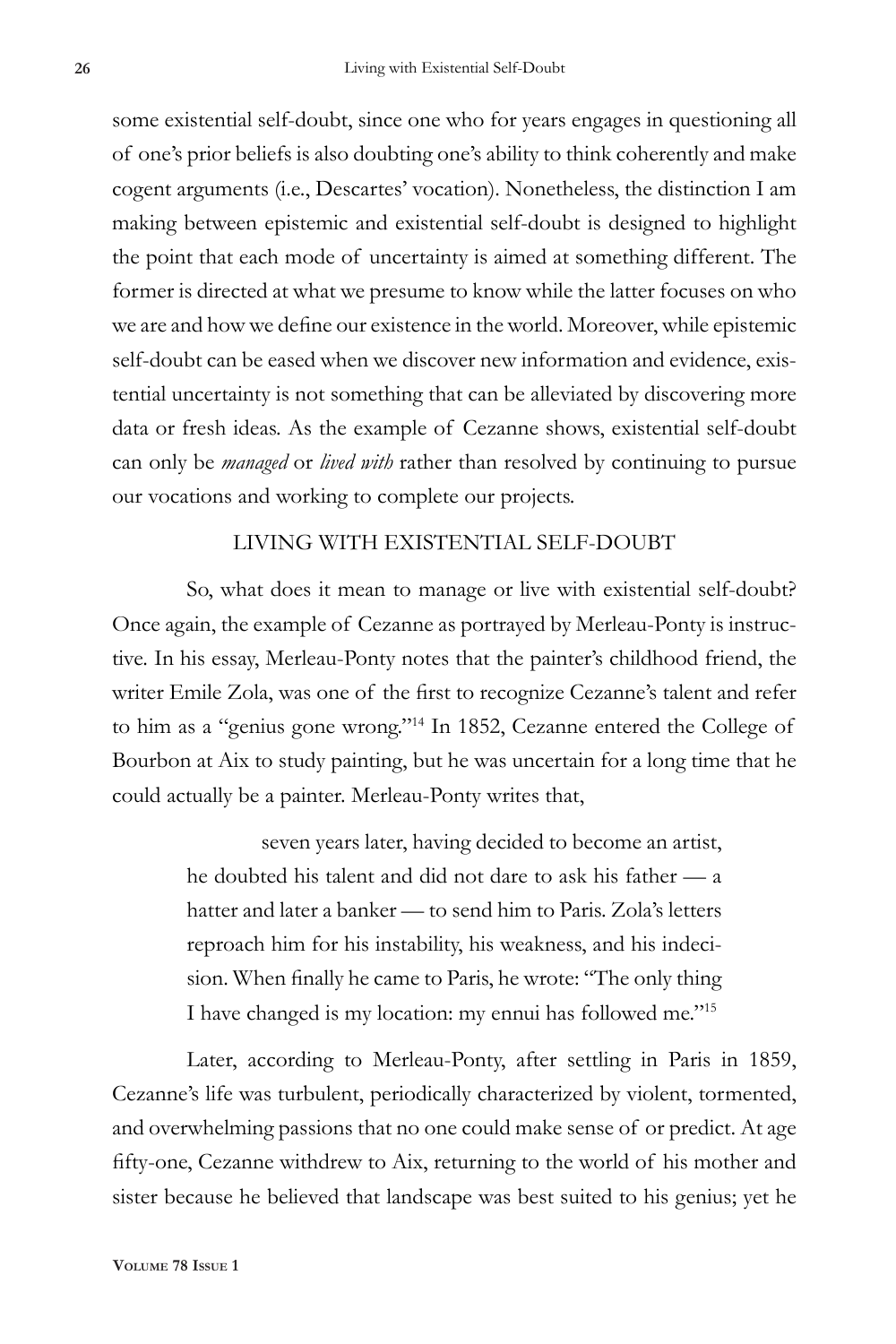some existential self-doubt, since one who for years engages in questioning all of one's prior beliefs is also doubting one's ability to think coherently and make cogent arguments (i.e., Descartes' vocation). Nonetheless, the distinction I am making between epistemic and existential self-doubt is designed to highlight the point that each mode of uncertainty is aimed at something different. The former is directed at what we presume to know while the latter focuses on who we are and how we define our existence in the world. Moreover, while epistemic self-doubt can be eased when we discover new information and evidence, existential uncertainty is not something that can be alleviated by discovering more data or fresh ideas. As the example of Cezanne shows, existential self-doubt can only be *managed* or *lived with* rather than resolved by continuing to pursue our vocations and working to complete our projects.

## LIVING WITH EXISTENTIAL SELF-DOUBT

So, what does it mean to manage or live with existential self-doubt? Once again, the example of Cezanne as portrayed by Merleau-Ponty is instructive. In his essay, Merleau-Ponty notes that the painter's childhood friend, the writer Emile Zola, was one of the first to recognize Cezanne's talent and refer to him as a "genius gone wrong."[14] In 1852, Cezanne entered the College of Bourbon at Aix to study painting, but he was uncertain for a long time that he could actually be a painter. Merleau-Ponty writes that,

> seven years later, having decided to become an artist, he doubted his talent and did not dare to ask his father — a hatter and later a banker — to send him to Paris. Zola's letters reproach him for his instability, his weakness, and his indecision. When finally he came to Paris, he wrote: "The only thing I have changed is my location: my ennui has followed me."[15]

Later, according to Merleau-Ponty, after settling in Paris in 1859, Cezanne's life was turbulent, periodically characterized by violent, tormented, and overwhelming passions that no one could make sense of or predict. At age fifty-one, Cezanne withdrew to Aix, returning to the world of his mother and sister because he believed that landscape was best suited to his genius; yet he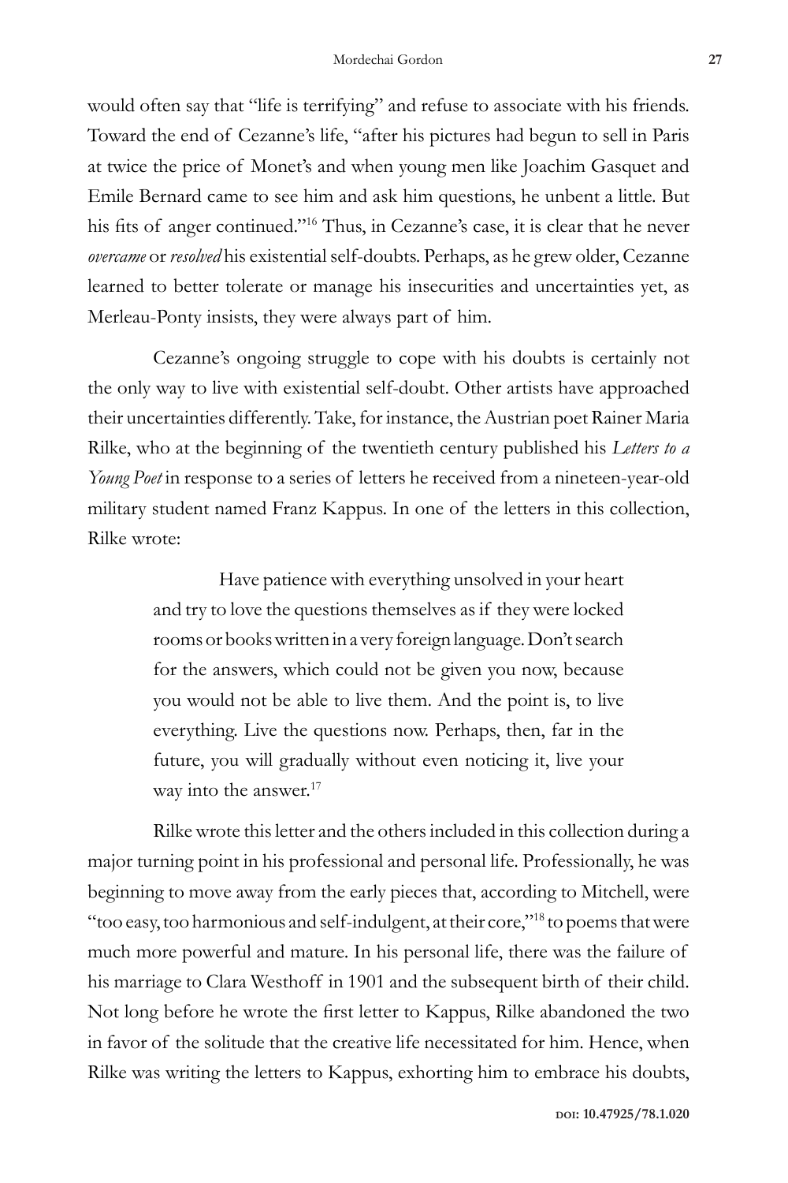would often say that "life is terrifying" and refuse to associate with his friends. Toward the end of Cezanne's life, "after his pictures had begun to sell in Paris at twice the price of Monet's and when young men like Joachim Gasquet and Emile Bernard came to see him and ask him questions, he unbent a little. But his fits of anger continued."[16] Thus, in Cezanne's case, it is clear that he never *overcame* or *resolved* his existential self-doubts. Perhaps, as he grew older, Cezanne learned to better tolerate or manage his insecurities and uncertainties yet, as Merleau-Ponty insists, they were always part of him.

Cezanne's ongoing struggle to cope with his doubts is certainly not the only way to live with existential self-doubt. Other artists have approached their uncertainties differently. Take, for instance, the Austrian poet Rainer Maria Rilke, who at the beginning of the twentieth century published his *Letters to a Young Poet* in response to a series of letters he received from a nineteen-year-old military student named Franz Kappus. In one of the letters in this collection, Rilke wrote:

> Have patience with everything unsolved in your heart and try to love the questions themselves as if they were locked rooms or books written in a very foreign language. Don't search for the answers, which could not be given you now, because you would not be able to live them. And the point is, to live everything. Live the questions now. Perhaps, then, far in the future, you will gradually without even noticing it, live your way into the answer.[17]

Rilke wrote this letter and the others included in this collection during a major turning point in his professional and personal life. Professionally, he was beginning to move away from the early pieces that, according to Mitchell, were "too easy, too harmonious and self-indulgent, at their core,"[18] to poems that were much more powerful and mature. In his personal life, there was the failure of his marriage to Clara Westhoff in 1901 and the subsequent birth of their child. Not long before he wrote the first letter to Kappus, Rilke abandoned the two in favor of the solitude that the creative life necessitated for him. Hence, when Rilke was writing the letters to Kappus, exhorting him to embrace his doubts,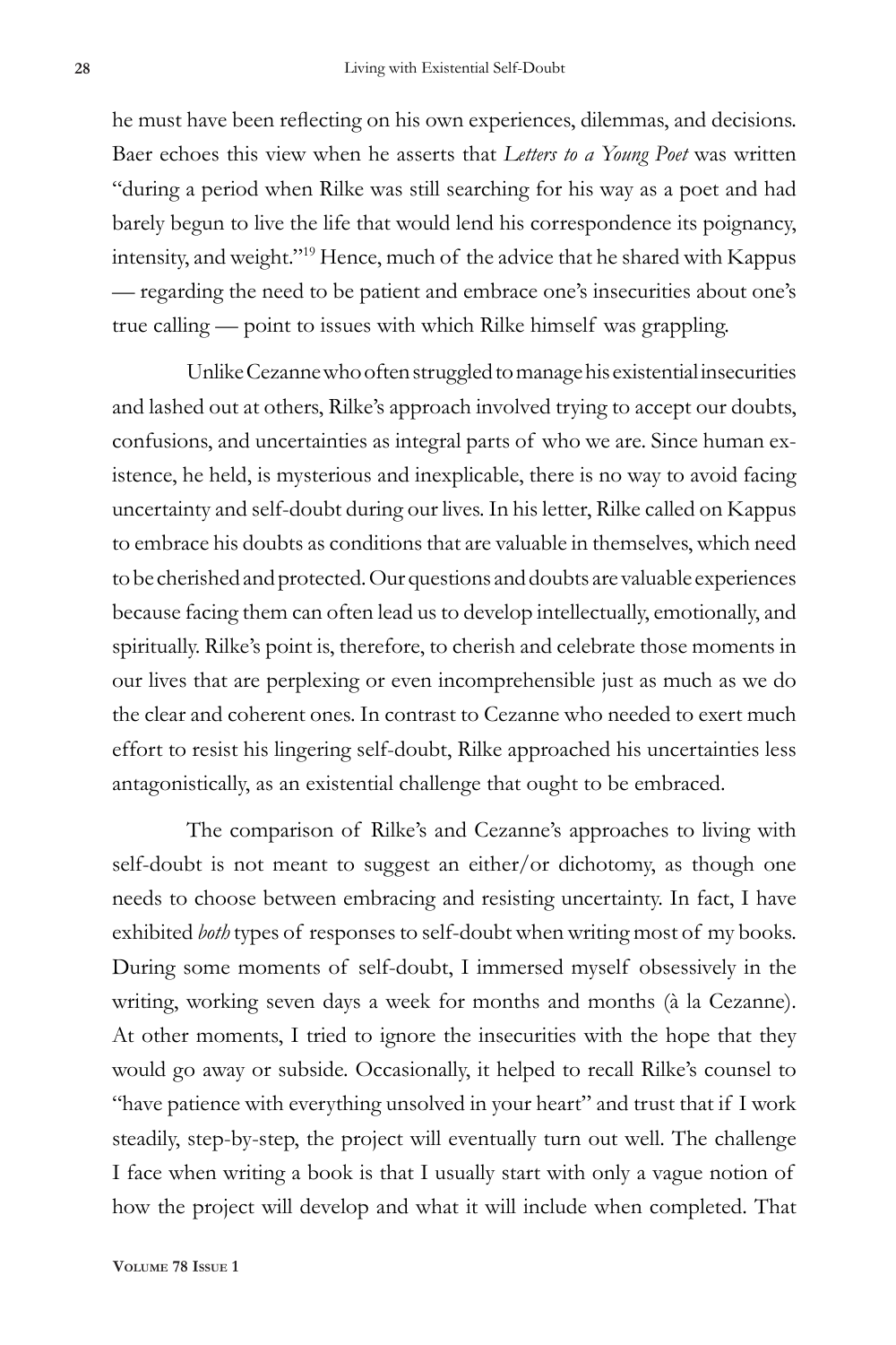he must have been reflecting on his own experiences, dilemmas, and decisions. Baer echoes this view when he asserts that *Letters to a Young Poet* was written "during a period when Rilke was still searching for his way as a poet and had barely begun to live the life that would lend his correspondence its poignancy, intensity, and weight."[19] Hence, much of the advice that he shared with Kappus — regarding the need to be patient and embrace one's insecurities about one's true calling — point to issues with which Rilke himself was grappling.

Unlike Cezanne who often struggled to manage his existential insecurities and lashed out at others, Rilke's approach involved trying to accept our doubts, confusions, and uncertainties as integral parts of who we are. Since human existence, he held, is mysterious and inexplicable, there is no way to avoid facing uncertainty and self-doubt during our lives. In his letter, Rilke called on Kappus to embrace his doubts as conditions that are valuable in themselves, which need to be cherished and protected. Our questions and doubts are valuable experiences because facing them can often lead us to develop intellectually, emotionally, and spiritually. Rilke's point is, therefore, to cherish and celebrate those moments in our lives that are perplexing or even incomprehensible just as much as we do the clear and coherent ones. In contrast to Cezanne who needed to exert much effort to resist his lingering self-doubt, Rilke approached his uncertainties less antagonistically, as an existential challenge that ought to be embraced.

The comparison of Rilke's and Cezanne's approaches to living with self-doubt is not meant to suggest an either/or dichotomy, as though one needs to choose between embracing and resisting uncertainty. In fact, I have exhibited *both* types of responses to self-doubt when writing most of my books. During some moments of self-doubt, I immersed myself obsessively in the writing, working seven days a week for months and months (à la Cezanne). At other moments, I tried to ignore the insecurities with the hope that they would go away or subside. Occasionally, it helped to recall Rilke's counsel to "have patience with everything unsolved in your heart" and trust that if I work steadily, step-by-step, the project will eventually turn out well. The challenge I face when writing a book is that I usually start with only a vague notion of how the project will develop and what it will include when completed. That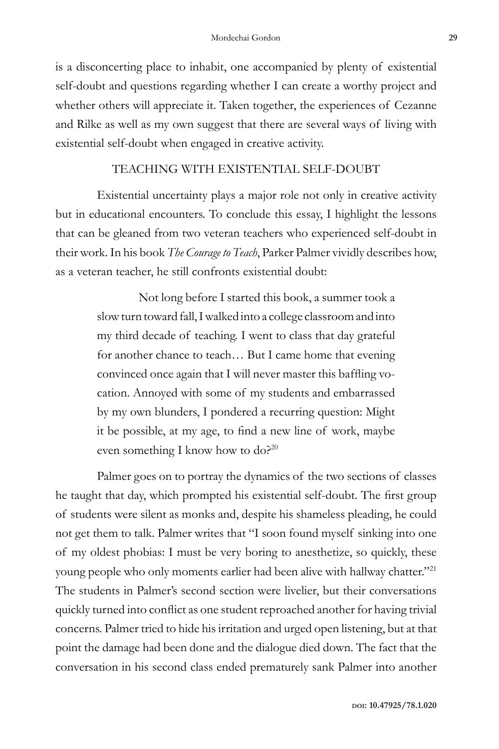is a disconcerting place to inhabit, one accompanied by plenty of existential self-doubt and questions regarding whether I can create a worthy project and whether others will appreciate it. Taken together, the experiences of Cezanne and Rilke as well as my own suggest that there are several ways of living with existential self-doubt when engaged in creative activity.

## TEACHING WITH EXISTENTIAL SELF-DOUBT

Existential uncertainty plays a major role not only in creative activity but in educational encounters. To conclude this essay, I highlight the lessons that can be gleaned from two veteran teachers who experienced self-doubt in their work. In his book *The Courage to Teach*, Parker Palmer vividly describes how, as a veteran teacher, he still confronts existential doubt:

> Not long before I started this book, a summer took a slow turn toward fall, I walked into a college classroom and into my third decade of teaching. I went to class that day grateful for another chance to teach… But I came home that evening convinced once again that I will never master this baffling vocation. Annoyed with some of my students and embarrassed by my own blunders, I pondered a recurring question: Might it be possible, at my age, to find a new line of work, maybe even something I know how to do?[20]

Palmer goes on to portray the dynamics of the two sections of classes he taught that day, which prompted his existential self-doubt. The first group of students were silent as monks and, despite his shameless pleading, he could not get them to talk. Palmer writes that "I soon found myself sinking into one of my oldest phobias: I must be very boring to anesthetize, so quickly, these young people who only moments earlier had been alive with hallway chatter."[21] The students in Palmer's second section were livelier, but their conversations quickly turned into conflict as one student reproached another for having trivial concerns. Palmer tried to hide his irritation and urged open listening, but at that point the damage had been done and the dialogue died down. The fact that the conversation in his second class ended prematurely sank Palmer into another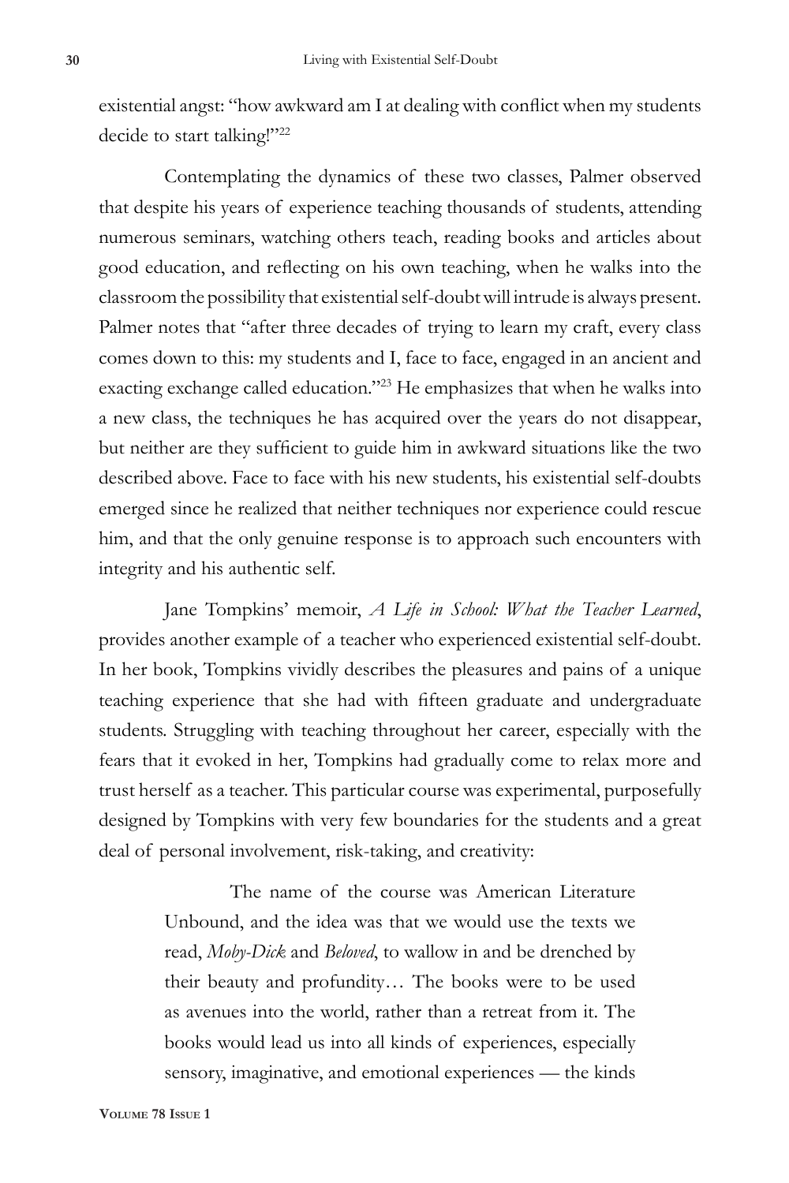existential angst: "how awkward am I at dealing with conflict when my students decide to start talking!"[22]

Contemplating the dynamics of these two classes, Palmer observed that despite his years of experience teaching thousands of students, attending numerous seminars, watching others teach, reading books and articles about good education, and reflecting on his own teaching, when he walks into the classroom the possibility that existential self-doubt will intrude is always present. Palmer notes that "after three decades of trying to learn my craft, every class comes down to this: my students and I, face to face, engaged in an ancient and exacting exchange called education."[23] He emphasizes that when he walks into a new class, the techniques he has acquired over the years do not disappear, but neither are they sufficient to guide him in awkward situations like the two described above. Face to face with his new students, his existential self-doubts emerged since he realized that neither techniques nor experience could rescue him, and that the only genuine response is to approach such encounters with integrity and his authentic self.

Jane Tompkins' memoir, *A Life in School: What the Teacher Learned*, provides another example of a teacher who experienced existential self-doubt. In her book, Tompkins vividly describes the pleasures and pains of a unique teaching experience that she had with fifteen graduate and undergraduate students. Struggling with teaching throughout her career, especially with the fears that it evoked in her, Tompkins had gradually come to relax more and trust herself as a teacher. This particular course was experimental, purposefully designed by Tompkins with very few boundaries for the students and a great deal of personal involvement, risk-taking, and creativity:

> The name of the course was American Literature Unbound, and the idea was that we would use the texts we read, *Moby-Dick* and *Beloved*, to wallow in and be drenched by their beauty and profundity… The books were to be used as avenues into the world, rather than a retreat from it. The books would lead us into all kinds of experiences, especially sensory, imaginative, and emotional experiences — the kinds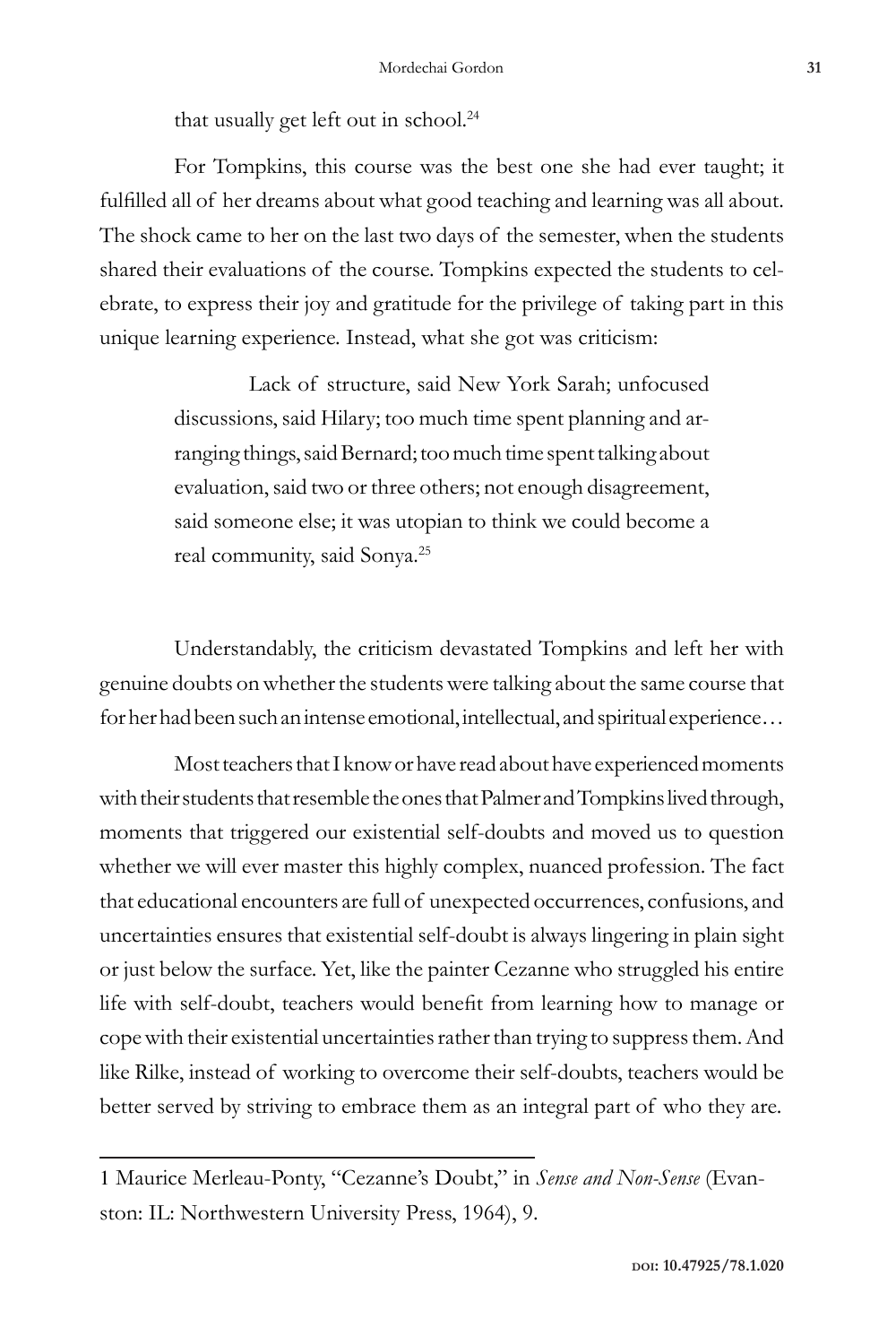that usually get left out in school.[24]

For Tompkins, this course was the best one she had ever taught; it fulfilled all of her dreams about what good teaching and learning was all about. The shock came to her on the last two days of the semester, when the students shared their evaluations of the course. Tompkins expected the students to celebrate, to express their joy and gratitude for the privilege of taking part in this unique learning experience. Instead, what she got was criticism:

> Lack of structure, said New York Sarah; unfocused discussions, said Hilary; too much time spent planning and arranging things, said Bernard; too much time spent talking about evaluation, said two or three others; not enough disagreement, said someone else; it was utopian to think we could become a real community, said Sonya.[25]

Understandably, the criticism devastated Tompkins and left her with genuine doubts on whether the students were talking about the same course that for her had been such an intense emotional, intellectual, and spiritual experience…

Most teachers that I know or have read about have experienced moments with their students that resemble the ones that Palmer and Tompkins lived through, moments that triggered our existential self-doubts and moved us to question whether we will ever master this highly complex, nuanced profession. The fact that educational encounters are full of unexpected occurrences, confusions, and uncertainties ensures that existential self-doubt is always lingering in plain sight or just below the surface. Yet, like the painter Cezanne who struggled his entire life with self-doubt, teachers would benefit from learning how to manage or cope with their existential uncertainties rather than trying to suppress them. And like Rilke, instead of working to overcome their self-doubts, teachers would be better served by striving to embrace them as an integral part of who they are.

1 Maurice Merleau-Ponty, "Cezanne's Doubt," in *Sense and Non-Sense* (Evanston: IL: Northwestern University Press, 1964), 9.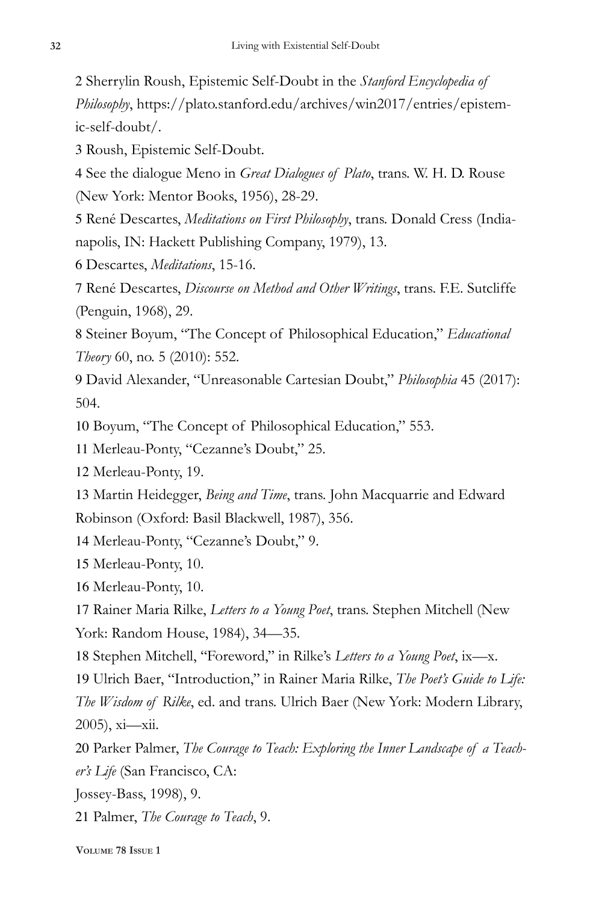2 Sherrylin Roush, Epistemic Self-Doubt in the *Stanford Encyclopedia of Philosophy*, https://plato.stanford.edu/archives/win2017/entries/epistemic-self-doubt/.

3 Roush, Epistemic Self-Doubt.

4 See the dialogue Meno in *Great Dialogues of Plato*, trans. W. H. D. Rouse (New York: Mentor Books, 1956), 28-29.

5 René Descartes, *Meditations on First Philosophy*, trans. Donald Cress (Indianapolis, IN: Hackett Publishing Company, 1979), 13.

6 Descartes, *Meditations*, 15-16.

7 René Descartes, *Discourse on Method and Other Writings*, trans. F.E. Sutcliffe (Penguin, 1968), 29.

8 Steiner Boyum, "The Concept of Philosophical Education," *Educational Theory* 60, no. 5 (2010): 552.

9 David Alexander, "Unreasonable Cartesian Doubt," *Philosophia* 45 (2017): 504.

10 Boyum, "The Concept of Philosophical Education," 553.

11 Merleau-Ponty, "Cezanne's Doubt," 25.

12 Merleau-Ponty, 19.

13 Martin Heidegger, *Being and Time*, trans. John Macquarrie and Edward Robinson (Oxford: Basil Blackwell, 1987), 356.

14 Merleau-Ponty, "Cezanne's Doubt," 9.

15 Merleau-Ponty, 10.

16 Merleau-Ponty, 10.

17 Rainer Maria Rilke, *Letters to a Young Poet*, trans. Stephen Mitchell (New York: Random House, 1984), 34—35.

18 Stephen Mitchell, "Foreword," in Rilke's *Letters to a Young Poet*, ix—x.

19 Ulrich Baer, "Introduction," in Rainer Maria Rilke, *The Poet's Guide to Life: The Wisdom of Rilke*, ed. and trans. Ulrich Baer (New York: Modern Library, 2005), xi—xii.

20 Parker Palmer, *The Courage to Teach: Exploring the Inner Landscape of a Teacher's Life* (San Francisco, CA: Jossey-Bass, 1998), 9.

21 Palmer, *The Courage to Teach*, 9.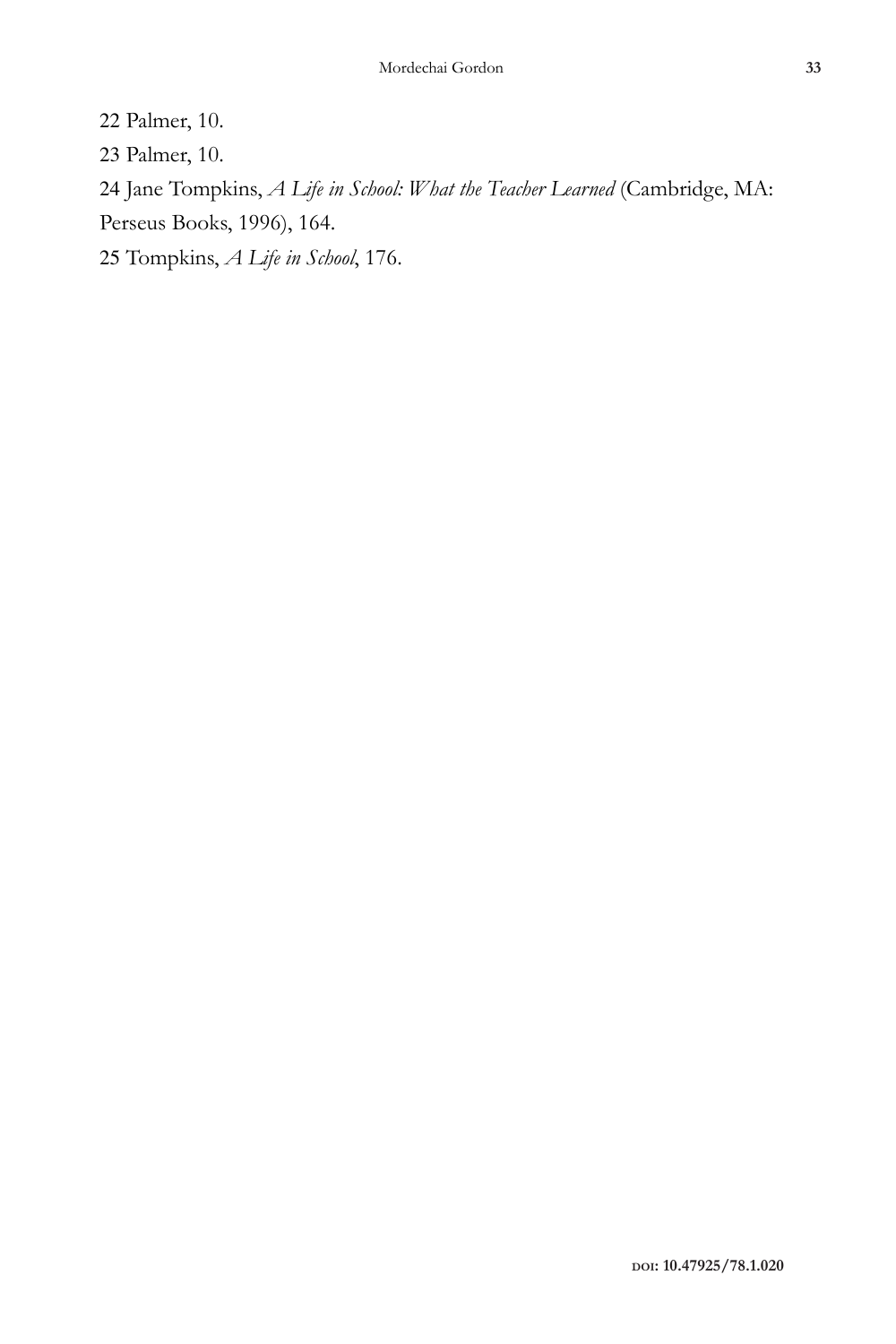22 Palmer, 10.

23 Palmer, 10.

24 Jane Tompkins, *A Life in School: What the Teacher Learned* (Cambridge, MA: Perseus Books, 1996), 164.

25 Tompkins, *A Life in School*, 176.